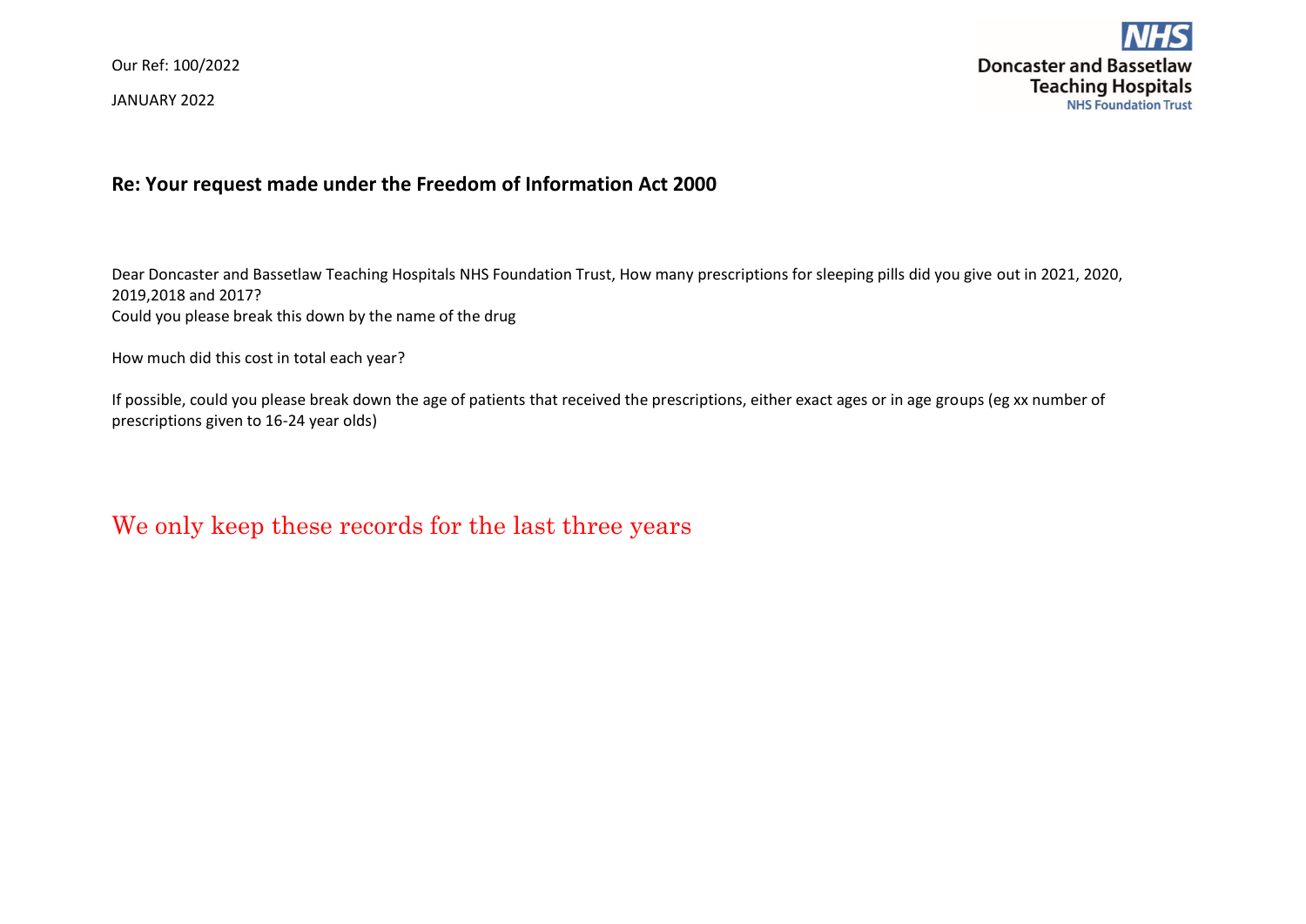Our Ref: 100/2022

JANUARY 2022

**Doncaster and Bassetlaw Teaching Hospitals**
**NHS Foundation Trust**

## Re: Your request made under the Freedom of Information Act 2000

Dear Doncaster and Bassetlaw Teaching Hospitals NHS Foundation Trust, How many prescriptions for sleeping pills did you give out in 2021, 2020, 2019,2018 and 2017?
Could you please break this down by the name of the drug

How much did this cost in total each year?

If possible, could you please break down the age of patients that received the prescriptions, either exact ages or in age groups (eg xx number of prescriptions given to 16-24 year olds)

We only keep these records for the last three years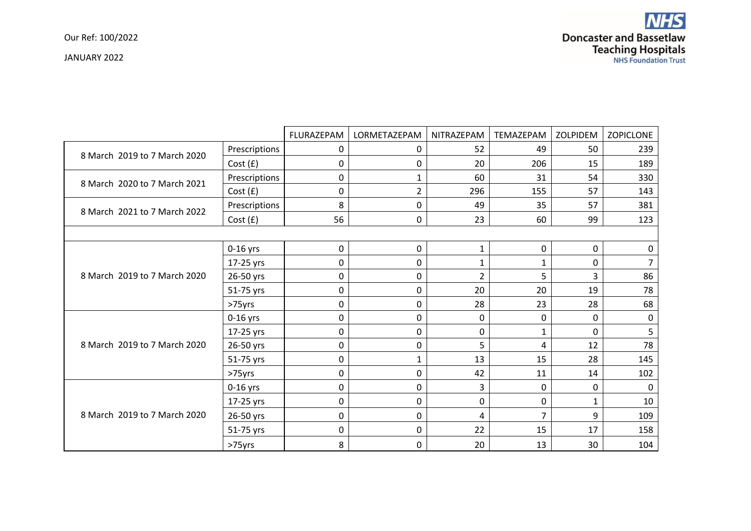Our Ref: 100/2022

JANUARY 2022

| | | FLURAZEPAM | LORMETAZEPAM | NITRAZEPAM | TEMAZEPAM | ZOLPIDEM | ZOPICLONE |
|---|---|---|---|---|---|---|---|
| 8 March 2019 to 7 March 2020 | Prescriptions | 0 | 0 | 52 | 49 | 50 | 239 |
| | Cost (£) | 0 | 0 | 20 | 206 | 15 | 189 |
| 8 March 2020 to 7 March 2021 | Prescriptions | 0 | 1 | 60 | 31 | 54 | 330 |
| | Cost (£) | 0 | 2 | 296 | 155 | 57 | 143 |
| 8 March 2021 to 7 March 2022 | Prescriptions | 8 | 0 | 49 | 35 | 57 | 381 |
| | Cost (£) | 56 | 0 | 23 | 60 | 99 | 123 |
| | | | | | | | |
| 8 March 2019 to 7 March 2020 | 0-16 yrs | 0 | 0 | 1 | 0 | 0 | 0 |
| | 17-25 yrs | 0 | 0 | 1 | 1 | 0 | 7 |
| | 26-50 yrs | 0 | 0 | 2 | 5 | 3 | 86 |
| | 51-75 yrs | 0 | 0 | 20 | 20 | 19 | 78 |
| | >75yrs | 0 | 0 | 28 | 23 | 28 | 68 |
| 8 March 2019 to 7 March 2020 | 0-16 yrs | 0 | 0 | 0 | 0 | 0 | 0 |
| | 17-25 yrs | 0 | 0 | 0 | 1 | 0 | 5 |
| | 26-50 yrs | 0 | 0 | 5 | 4 | 12 | 78 |
| | 51-75 yrs | 0 | 1 | 13 | 15 | 28 | 145 |
| | >75yrs | 0 | 0 | 42 | 11 | 14 | 102 |
| 8 March 2019 to 7 March 2020 | 0-16 yrs | 0 | 0 | 3 | 0 | 0 | 0 |
| | 17-25 yrs | 0 | 0 | 0 | 0 | 1 | 10 |
| | 26-50 yrs | 0 | 0 | 4 | 7 | 9 | 109 |
| | 51-75 yrs | 0 | 0 | 22 | 15 | 17 | 158 |
| | >75yrs | 8 | 0 | 20 | 13 | 30 | 104 |